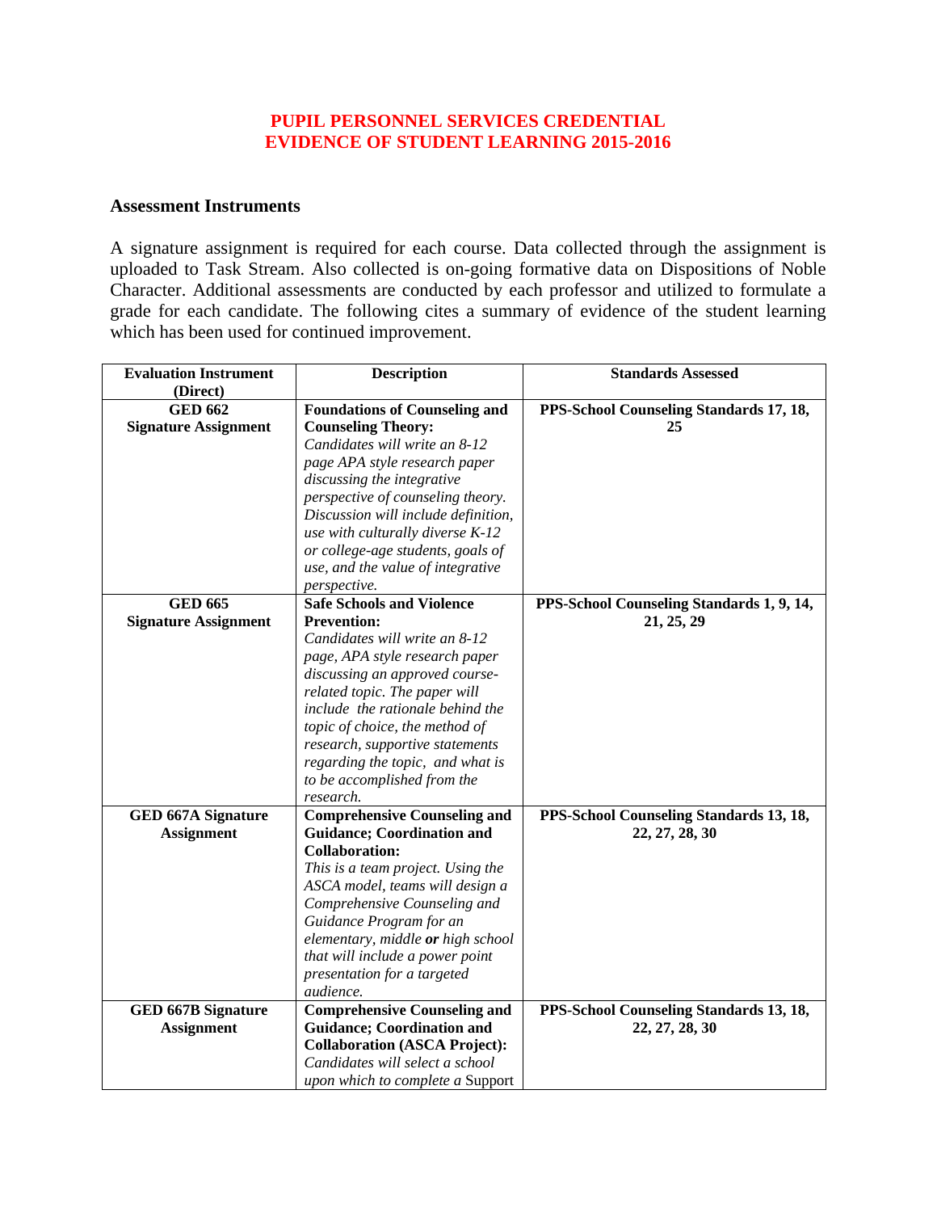# PUPIL PERSONNEL SERVICES CREDENTIAL
# EVIDENCE OF STUDENT LEARNING 2015-2016

## Assessment Instruments

A signature assignment is required for each course. Data collected through the assignment is uploaded to Task Stream. Also collected is on-going formative data on Dispositions of Noble Character. Additional assessments are conducted by each professor and utilized to formulate a grade for each candidate. The following cites a summary of evidence of the student learning which has been used for continued improvement.

| Evaluation Instrument (Direct) | Description | Standards Assessed |
|---|---|---|
| **GED 662 Signature Assignment** | **Foundations of Counseling and Counseling Theory:** *Candidates will write an 8-12 page APA style research paper discussing the integrative perspective of counseling theory. Discussion will include definition, use with culturally diverse K-12 or college-age students, goals of use, and the value of integrative perspective.* | **PPS-School Counseling Standards 17, 18, 25** |
| **GED 665 Signature Assignment** | **Safe Schools and Violence Prevention:** *Candidates will write an 8-12 page, APA style research paper discussing an approved course-related topic. The paper will include the rationale behind the topic of choice, the method of research, supportive statements regarding the topic, and what is to be accomplished from the research.* | **PPS-School Counseling Standards 1, 9, 14, 21, 25, 29** |
| **GED 667A Signature Assignment** | **Comprehensive Counseling and Guidance; Coordination and Collaboration:** *This is a team project. Using the ASCA model, teams will design a Comprehensive Counseling and Guidance Program for an elementary, middle **or** high school that will include a power point presentation for a targeted audience.* | **PPS-School Counseling Standards 13, 18, 22, 27, 28, 30** |
| **GED 667B Signature Assignment** | **Comprehensive Counseling and Guidance; Coordination and Collaboration (ASCA Project):** *Candidates will select a school upon which to complete a* Support | **PPS-School Counseling Standards 13, 18, 22, 27, 28, 30** |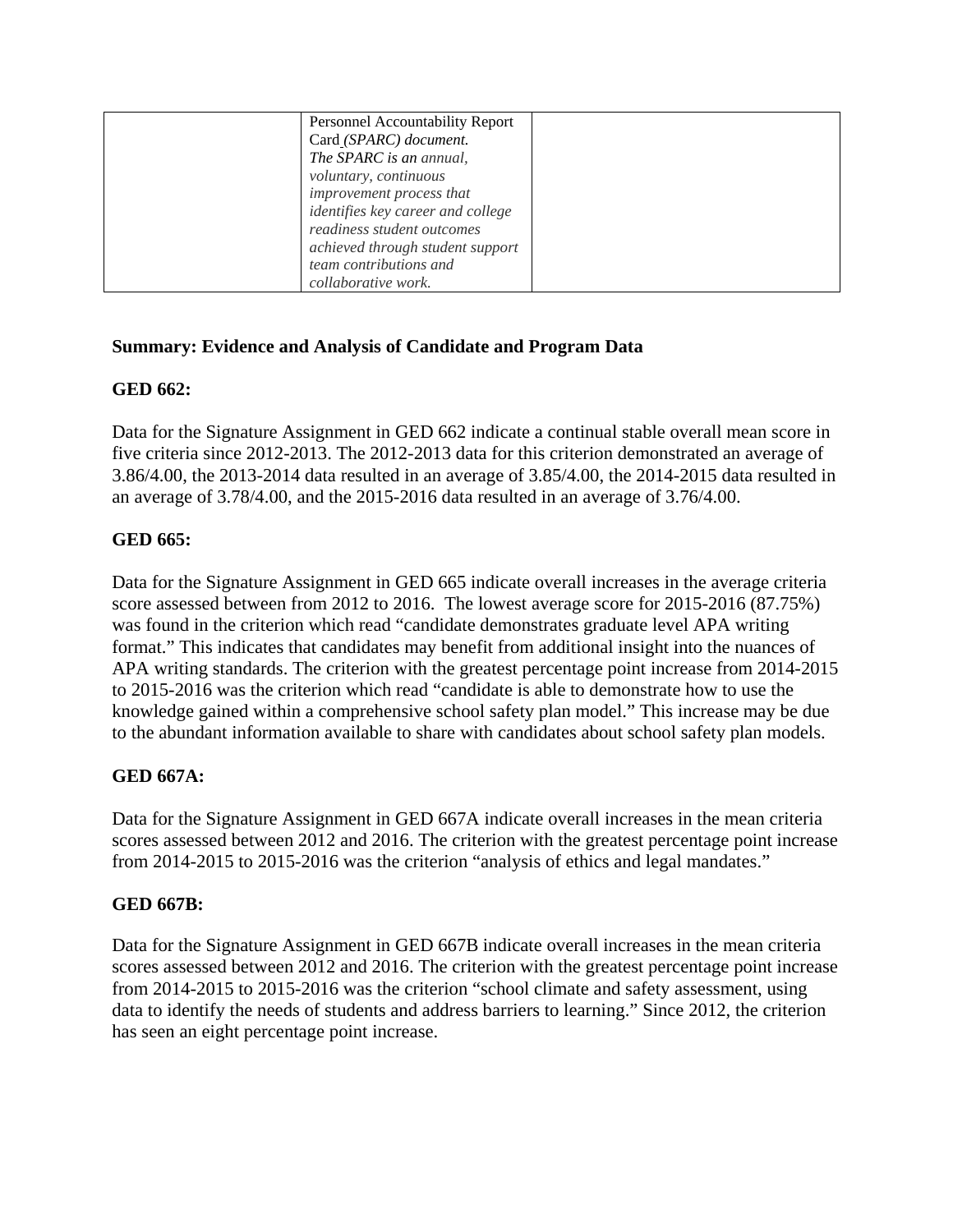| | | |
|---|---|---|
| | Personnel Accountability Report Card *(SPARC) document. The SPARC is an annual, voluntary, continuous improvement process that identifies key career and college readiness student outcomes achieved through student support team contributions and collaborative work.* | |

**Summary: Evidence and Analysis of Candidate and Program Data**

**GED 662:**

Data for the Signature Assignment in GED 662 indicate a continual stable overall mean score in five criteria since 2012-2013. The 2012-2013 data for this criterion demonstrated an average of 3.86/4.00, the 2013-2014 data resulted in an average of 3.85/4.00, the 2014-2015 data resulted in an average of 3.78/4.00, and the 2015-2016 data resulted in an average of 3.76/4.00.

**GED 665:**

Data for the Signature Assignment in GED 665 indicate overall increases in the average criteria score assessed between from 2012 to 2016. The lowest average score for 2015-2016 (87.75%) was found in the criterion which read "candidate demonstrates graduate level APA writing format." This indicates that candidates may benefit from additional insight into the nuances of APA writing standards. The criterion with the greatest percentage point increase from 2014-2015 to 2015-2016 was the criterion which read "candidate is able to demonstrate how to use the knowledge gained within a comprehensive school safety plan model." This increase may be due to the abundant information available to share with candidates about school safety plan models.

**GED 667A:**

Data for the Signature Assignment in GED 667A indicate overall increases in the mean criteria scores assessed between 2012 and 2016. The criterion with the greatest percentage point increase from 2014-2015 to 2015-2016 was the criterion "analysis of ethics and legal mandates."

**GED 667B:**

Data for the Signature Assignment in GED 667B indicate overall increases in the mean criteria scores assessed between 2012 and 2016. The criterion with the greatest percentage point increase from 2014-2015 to 2015-2016 was the criterion "school climate and safety assessment, using data to identify the needs of students and address barriers to learning." Since 2012, the criterion has seen an eight percentage point increase.